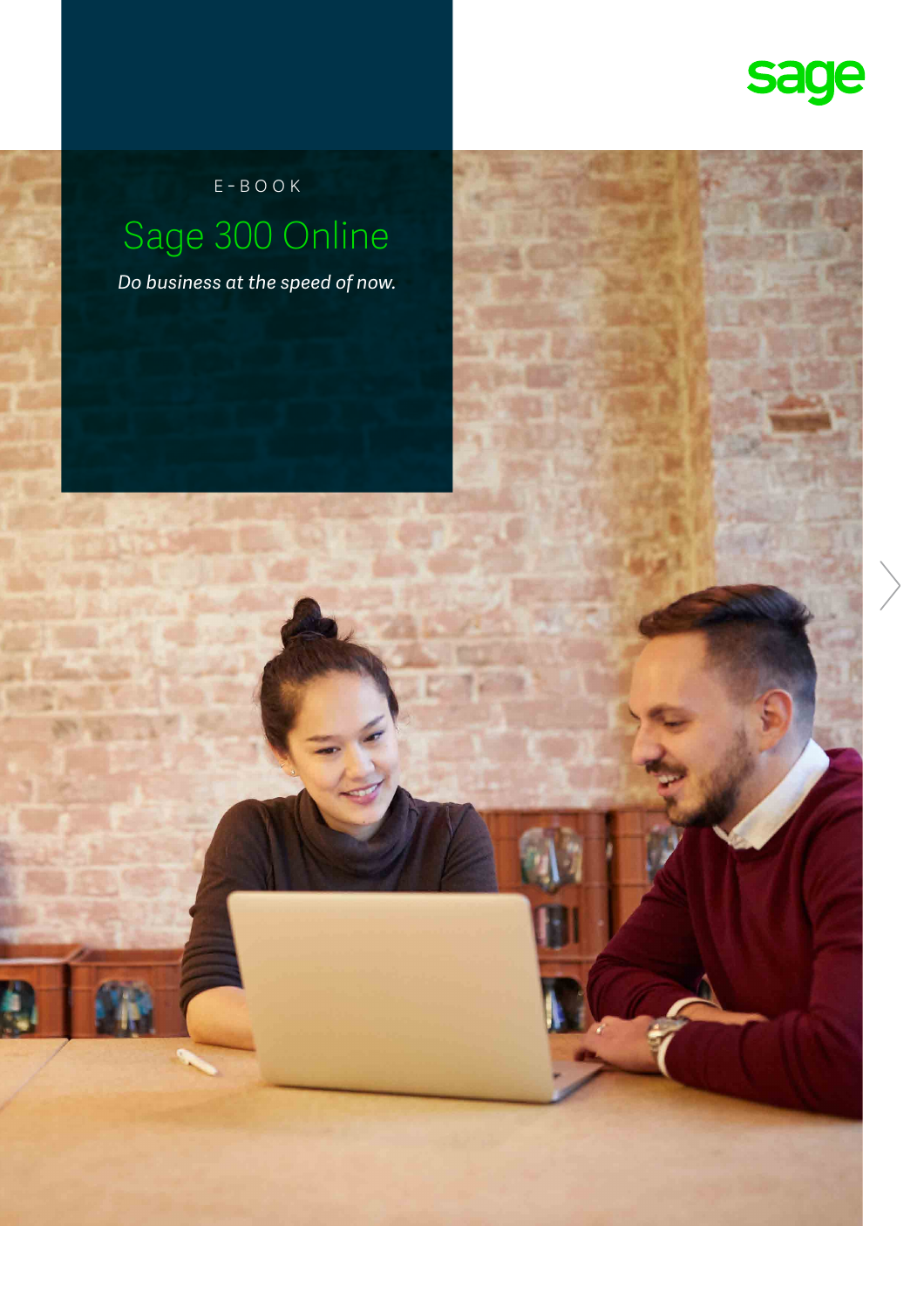E-BOOK

# Sage 300 Online

*Do business at the speed of now.*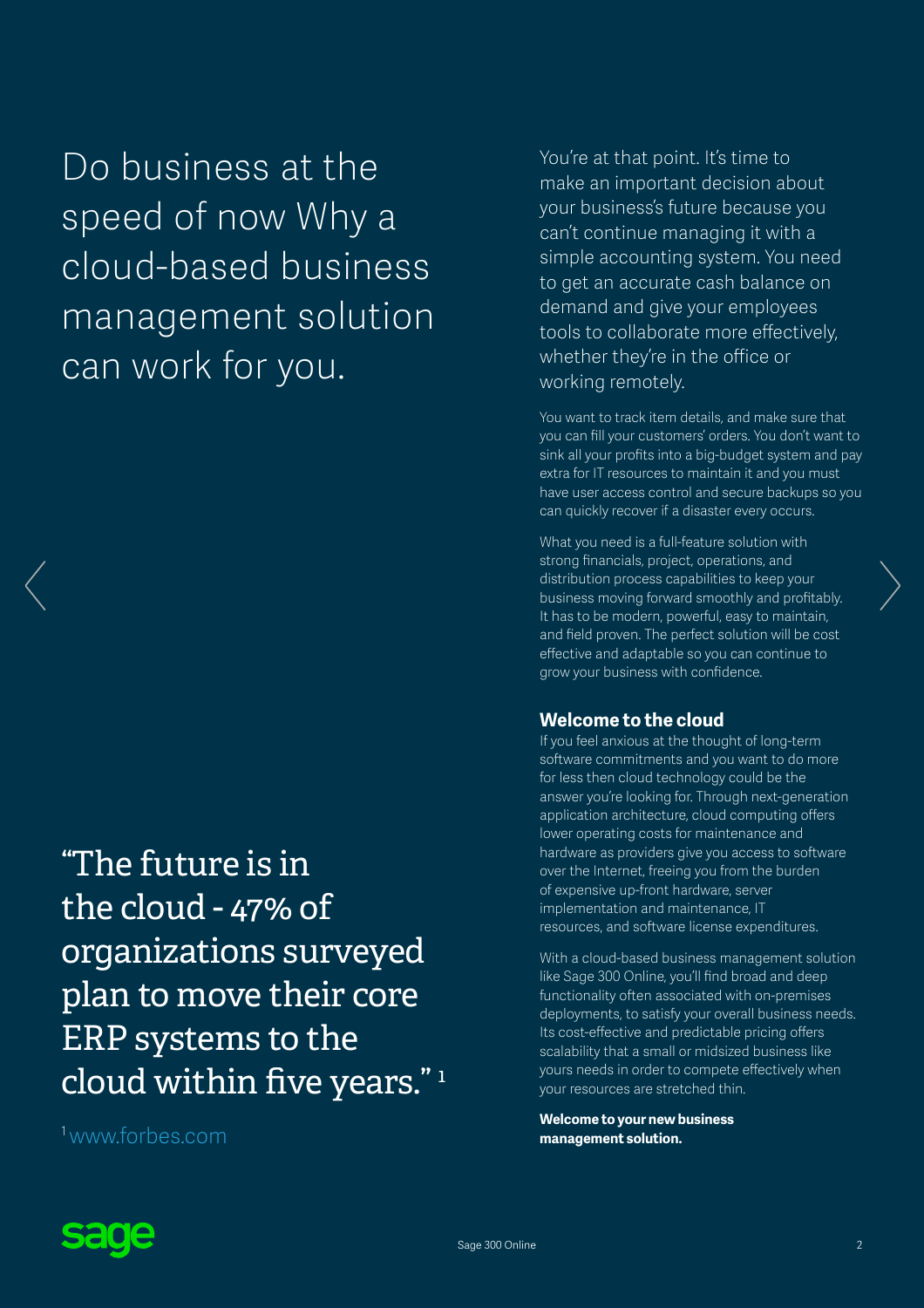# Do business at the speed of now Why a cloud-based business management solution can work for you.

You're at that point. It's time to make an important decision about your business's future because you can't continue managing it with a simple accounting system. You need to get an accurate cash balance on demand and give your employees tools to collaborate more effectively, whether they're in the office or working remotely.

You want to track item details, and make sure that you can fill your customers' orders. You don't want to sink all your profits into a big-budget system and pay extra for IT resources to maintain it and you must have user access control and secure backups so you can quickly recover if a disaster every occurs.

What you need is a full-feature solution with strong financials, project, operations, and distribution process capabilities to keep your business moving forward smoothly and profitably. It has to be modern, powerful, easy to maintain, and field proven. The perfect solution will be cost effective and adaptable so you can continue to grow your business with confidence.

> "The future is in the cloud - 47% of organizations surveyed plan to move their core ERP systems to the cloud within five years." [1]

[1] www.forbes.com

## Welcome to the cloud

If you feel anxious at the thought of long-term software commitments and you want to do more for less then cloud technology could be the answer you're looking for. Through next-generation application architecture, cloud computing offers lower operating costs for maintenance and hardware as providers give you access to software over the Internet, freeing you from the burden of expensive up-front hardware, server implementation and maintenance, IT resources, and software license expenditures.

With a cloud-based business management solution like Sage 300 Online, you'll find broad and deep functionality often associated with on-premises deployments, to satisfy your overall business needs. Its cost-effective and predictable pricing offers scalability that a small or midsized business like yours needs in order to compete effectively when your resources are stretched thin.

**Welcome to your new business management solution.**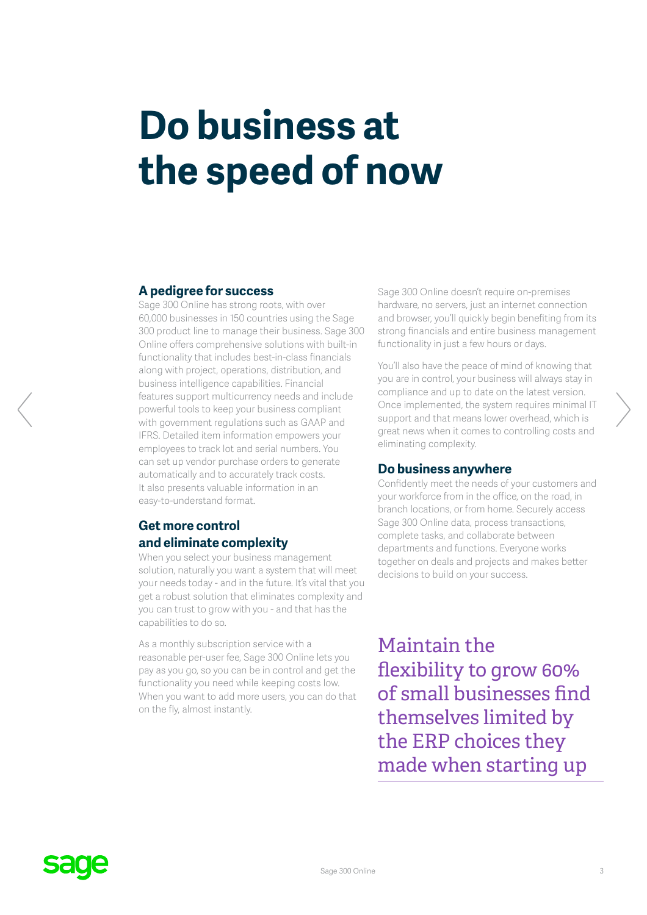# Do business at the speed of now

## A pedigree for success

Sage 300 Online has strong roots, with over 60,000 businesses in 150 countries using the Sage 300 product line to manage their business. Sage 300 Online offers comprehensive solutions with built-in functionality that includes best-in-class financials along with project, operations, distribution, and business intelligence capabilities. Financial features support multicurrency needs and include powerful tools to keep your business compliant with government regulations such as GAAP and IFRS. Detailed item information empowers your employees to track lot and serial numbers. You can set up vendor purchase orders to generate automatically and to accurately track costs. It also presents valuable information in an easy-to-understand format.

## Get more control and eliminate complexity

When you select your business management solution, naturally you want a system that will meet your needs today - and in the future. It's vital that you get a robust solution that eliminates complexity and you can trust to grow with you - and that has the capabilities to do so.

As a monthly subscription service with a reasonable per-user fee, Sage 300 Online lets you pay as you go, so you can be in control and get the functionality you need while keeping costs low. When you want to add more users, you can do that on the fly, almost instantly.

Sage 300 Online doesn't require on-premises hardware, no servers, just an internet connection and browser, you'll quickly begin benefiting from its strong financials and entire business management functionality in just a few hours or days.

You'll also have the peace of mind of knowing that you are in control, your business will always stay in compliance and up to date on the latest version. Once implemented, the system requires minimal IT support and that means lower overhead, which is great news when it comes to controlling costs and eliminating complexity.

## Do business anywhere

Confidently meet the needs of your customers and your workforce from in the office, on the road, in branch locations, or from home. Securely access Sage 300 Online data, process transactions, complete tasks, and collaborate between departments and functions. Everyone works together on deals and projects and makes better decisions to build on your success.

> Maintain the flexibility to grow 60% of small businesses find themselves limited by the ERP choices they made when starting up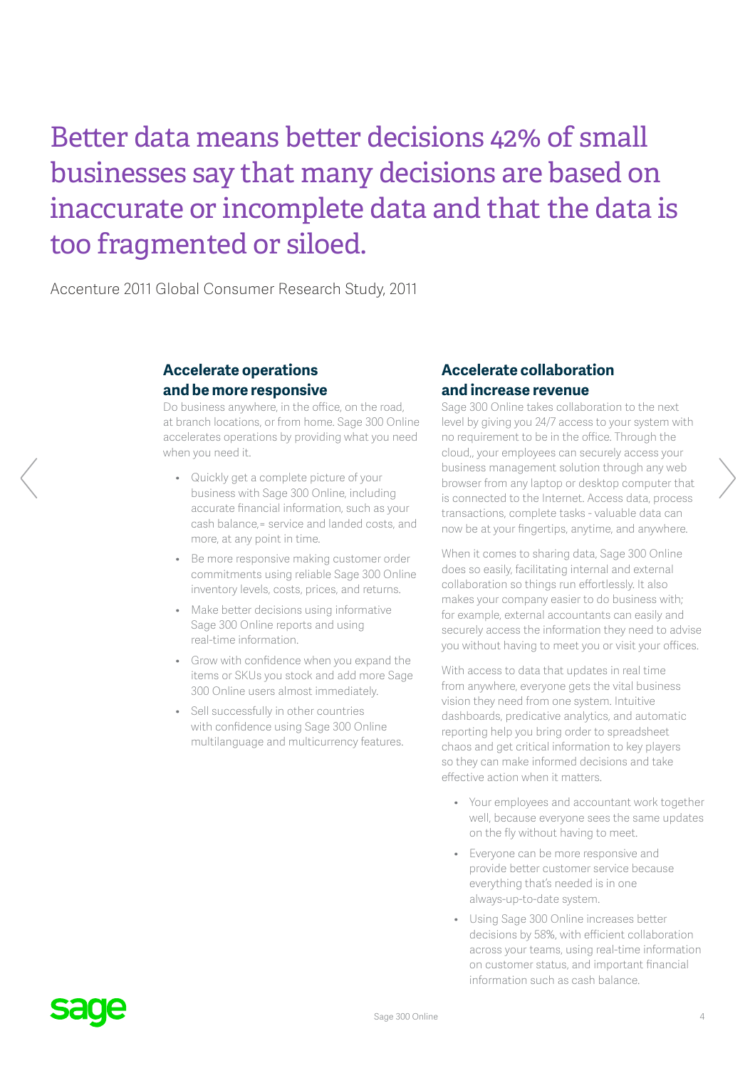# Better data means better decisions 42% of small businesses say that many decisions are based on inaccurate or incomplete data and that the data is too fragmented or siloed.

Accenture 2011 Global Consumer Research Study, 2011

## Accelerate operations and be more responsive

Do business anywhere, in the office, on the road, at branch locations, or from home. Sage 300 Online accelerates operations by providing what you need when you need it.

- Quickly get a complete picture of your business with Sage 300 Online, including accurate financial information, such as your cash balance,= service and landed costs, and more, at any point in time.
- Be more responsive making customer order commitments using reliable Sage 300 Online inventory levels, costs, prices, and returns.
- Make better decisions using informative Sage 300 Online reports and using real-time information.
- Grow with confidence when you expand the items or SKUs you stock and add more Sage 300 Online users almost immediately.
- Sell successfully in other countries with confidence using Sage 300 Online multilanguage and multicurrency features.

## Accelerate collaboration and increase revenue

Sage 300 Online takes collaboration to the next level by giving you 24/7 access to your system with no requirement to be in the office. Through the cloud,, your employees can securely access your business management solution through any web browser from any laptop or desktop computer that is connected to the Internet. Access data, process transactions, complete tasks - valuable data can now be at your fingertips, anytime, and anywhere.

When it comes to sharing data, Sage 300 Online does so easily, facilitating internal and external collaboration so things run effortlessly. It also makes your company easier to do business with; for example, external accountants can easily and securely access the information they need to advise you without having to meet you or visit your offices.

With access to data that updates in real time from anywhere, everyone gets the vital business vision they need from one system. Intuitive dashboards, predicative analytics, and automatic reporting help you bring order to spreadsheet chaos and get critical information to key players so they can make informed decisions and take effective action when it matters.

- Your employees and accountant work together well, because everyone sees the same updates on the fly without having to meet.
- Everyone can be more responsive and provide better customer service because everything that's needed is in one always-up-to-date system.
- Using Sage 300 Online increases better decisions by 58%, with efficient collaboration across your teams, using real-time information on customer status, and important financial information such as cash balance.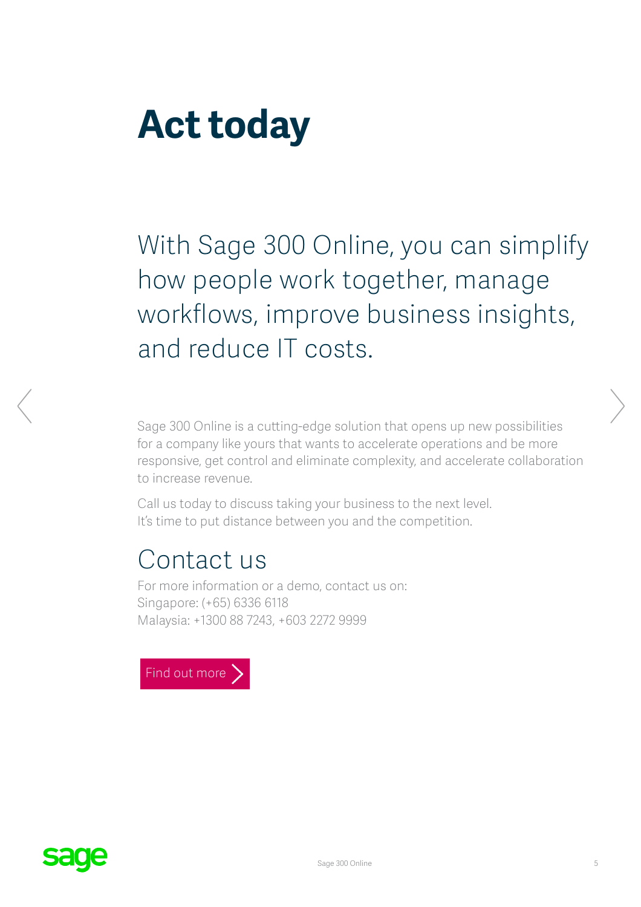# Act today

## With Sage 300 Online, you can simplify how people work together, manage workflows, improve business insights, and reduce IT costs.

Sage 300 Online is a cutting-edge solution that opens up new possibilities for a company like yours that wants to accelerate operations and be more responsive, get control and eliminate complexity, and accelerate collaboration to increase revenue.

Call us today to discuss taking your business to the next level.
It's time to put distance between you and the competition.

## Contact us

For more information or a demo, contact us on:
Singapore: (+65) 6336 6118
Malaysia: +1300 88 7243, +603 2272 9999

Find out more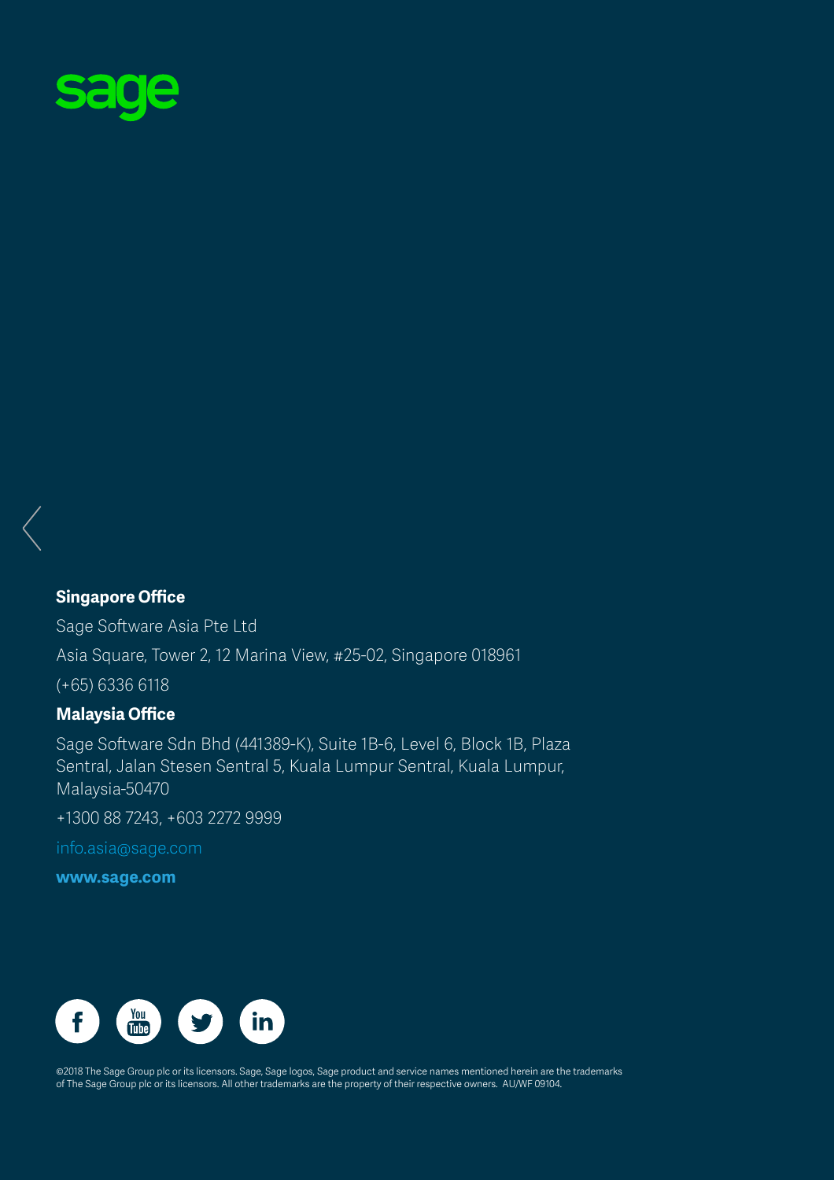sage

**Singapore Office**

Sage Software Asia Pte Ltd

Asia Square, Tower 2, 12 Marina View, #25-02, Singapore 018961

(+65) 6336 6118

**Malaysia Office**

Sage Software Sdn Bhd (441389-K), Suite 1B-6, Level 6, Block 1B, Plaza Sentral, Jalan Stesen Sentral 5, Kuala Lumpur Sentral, Kuala Lumpur, Malaysia-50470

+1300 88 7243, +603 2272 9999

info.asia@sage.com

**www.sage.com**

©2018 The Sage Group plc or its licensors. Sage, Sage logos, Sage product and service names mentioned herein are the trademarks of The Sage Group plc or its licensors. All other trademarks are the property of their respective owners. AU/WF 09104.